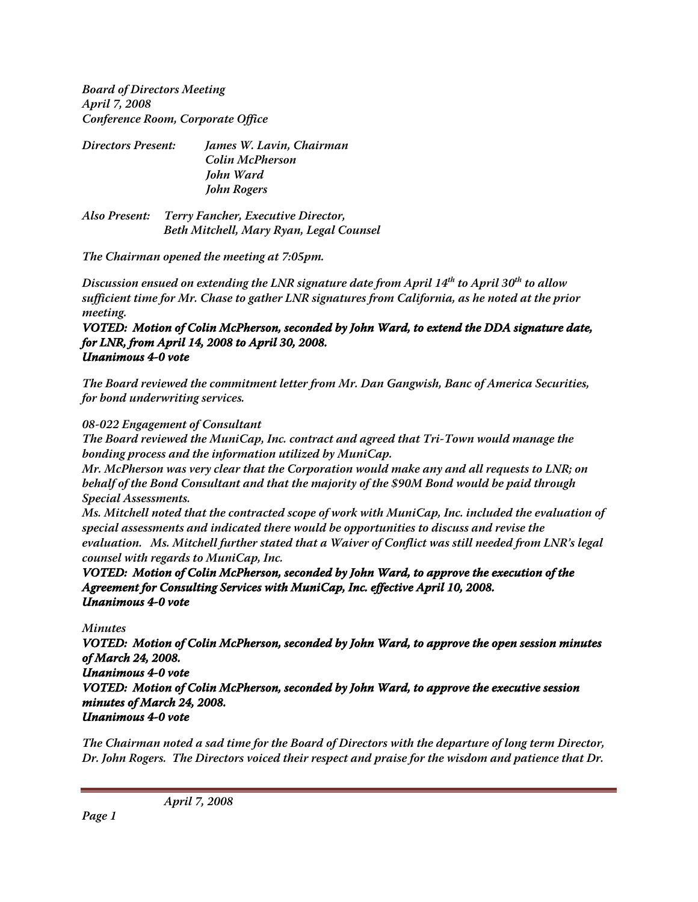*Board of Directors Meeting*
*April 7, 2008*
*Conference Room, Corporate Office*

*Directors Present: James W. Lavin, Chairman*
*Colin McPherson*
*John Ward*
*John Rogers*

*Also Present: Terry Fancher, Executive Director,*
*Beth Mitchell, Mary Ryan, Legal Counsel*

*The Chairman opened the meeting at 7:05pm.*

*Discussion ensued on extending the LNR signature date from April 14th to April 30th to allow sufficient time for Mr. Chase to gather LNR signatures from California, as he noted at the prior meeting.*

***VOTED: Motion of Colin McPherson, seconded by John Ward, to extend the DDA signature date, for LNR, from April 14, 2008 to April 30, 2008.***
***Unanimous 4-0 vote***

*The Board reviewed the commitment letter from Mr. Dan Gangwish, Banc of America Securities, for bond underwriting services.*

*08-022 Engagement of Consultant*

*The Board reviewed the MuniCap, Inc. contract and agreed that Tri-Town would manage the bonding process and the information utilized by MuniCap.*

*Mr. McPherson was very clear that the Corporation would make any and all requests to LNR; on behalf of the Bond Consultant and that the majority of the $90M Bond would be paid through Special Assessments.*

*Ms. Mitchell noted that the contracted scope of work with MuniCap, Inc. included the evaluation of special assessments and indicated there would be opportunities to discuss and revise the evaluation. Ms. Mitchell further stated that a Waiver of Conflict was still needed from LNR's legal counsel with regards to MuniCap, Inc.*

***VOTED: Motion of Colin McPherson, seconded by John Ward, to approve the execution of the Agreement for Consulting Services with MuniCap, Inc. effective April 10, 2008.***
***Unanimous 4-0 vote***

*Minutes*

***VOTED: Motion of Colin McPherson, seconded by John Ward, to approve the open session minutes of March 24, 2008.***
***Unanimous 4-0 vote***

***VOTED: Motion of Colin McPherson, seconded by John Ward, to approve the executive session minutes of March 24, 2008.***
***Unanimous 4-0 vote***

*The Chairman noted a sad time for the Board of Directors with the departure of long term Director, Dr. John Rogers. The Directors voiced their respect and praise for the wisdom and patience that Dr.*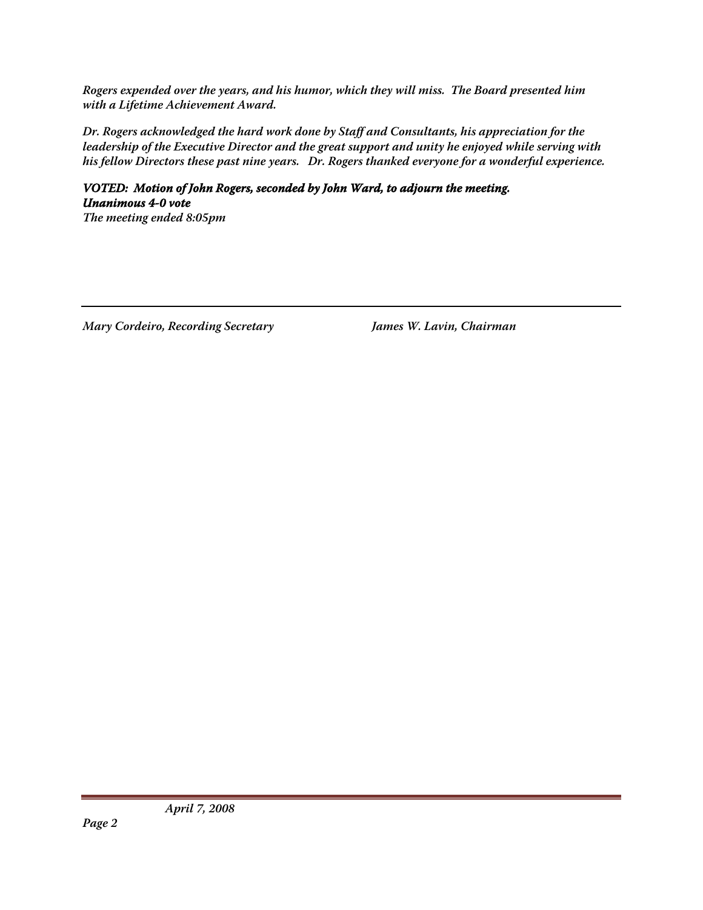*Rogers expended over the years, and his humor, which they will miss. The Board presented him with a Lifetime Achievement Award.*

*Dr. Rogers acknowledged the hard work done by Staff and Consultants, his appreciation for the leadership of the Executive Director and the great support and unity he enjoyed while serving with his fellow Directors these past nine years. Dr. Rogers thanked everyone for a wonderful experience.*

***VOTED: Motion of John Rogers, seconded by John Ward, to adjourn the meeting.***
***Unanimous 4-0 vote***
*The meeting ended 8:05pm*

---

*Mary Cordeiro, Recording Secretary* *James W. Lavin, Chairman*